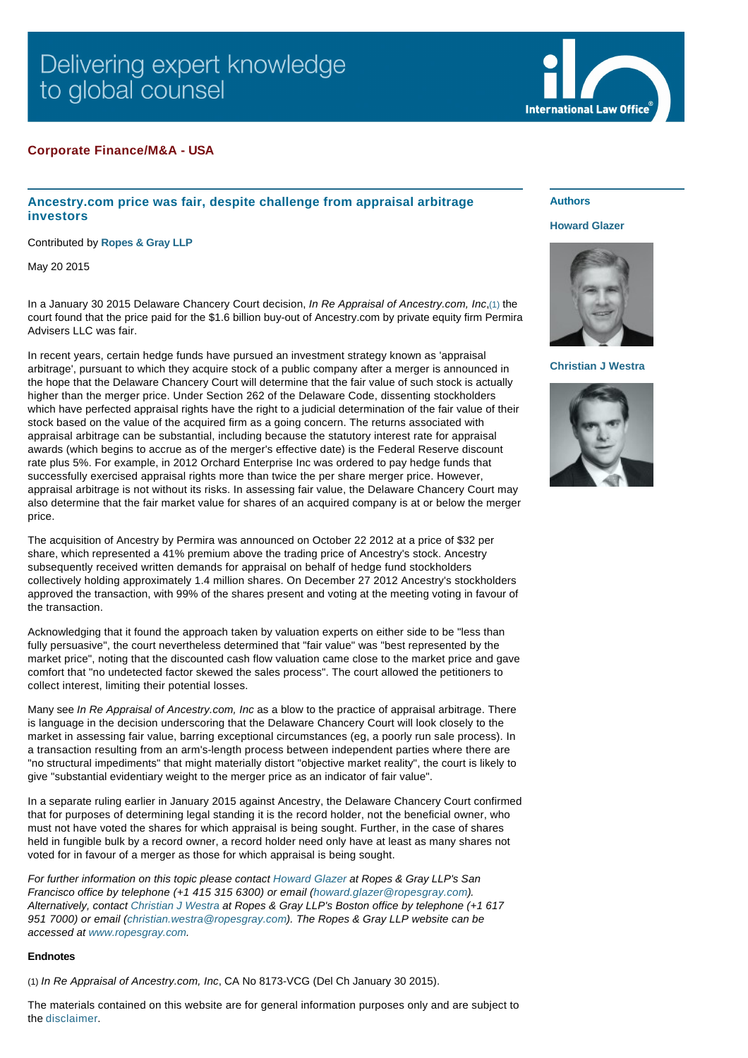Delivering expert knowledge to global counsel

International Law Office

**Corporate Finance/M&A - USA**

## Ancestry.com price was fair, despite challenge from appraisal arbitrage investors

Contributed by **Ropes & Gray LLP**

May 20 2015

In a January 30 2015 Delaware Chancery Court decision, *In Re Appraisal of Ancestry.com, Inc*,(1) the court found that the price paid for the $1.6 billion buy-out of Ancestry.com by private equity firm Permira Advisers LLC was fair.

In recent years, certain hedge funds have pursued an investment strategy known as 'appraisal arbitrage', pursuant to which they acquire stock of a public company after a merger is announced in the hope that the Delaware Chancery Court will determine that the fair value of such stock is actually higher than the merger price. Under Section 262 of the Delaware Code, dissenting stockholders which have perfected appraisal rights have the right to a judicial determination of the fair value of their stock based on the value of the acquired firm as a going concern. The returns associated with appraisal arbitrage can be substantial, including because the statutory interest rate for appraisal awards (which begins to accrue as of the merger's effective date) is the Federal Reserve discount rate plus 5%. For example, in 2012 Orchard Enterprise Inc was ordered to pay hedge funds that successfully exercised appraisal rights more than twice the per share merger price. However, appraisal arbitrage is not without its risks. In assessing fair value, the Delaware Chancery Court may also determine that the fair market value for shares of an acquired company is at or below the merger price.

The acquisition of Ancestry by Permira was announced on October 22 2012 at a price of $32 per share, which represented a 41% premium above the trading price of Ancestry's stock. Ancestry subsequently received written demands for appraisal on behalf of hedge fund stockholders collectively holding approximately 1.4 million shares. On December 27 2012 Ancestry's stockholders approved the transaction, with 99% of the shares present and voting at the meeting voting in favour of the transaction.

Acknowledging that it found the approach taken by valuation experts on either side to be "less than fully persuasive", the court nevertheless determined that "fair value" was "best represented by the market price", noting that the discounted cash flow valuation came close to the market price and gave comfort that "no undetected factor skewed the sales process". The court allowed the petitioners to collect interest, limiting their potential losses.

Many see *In Re Appraisal of Ancestry.com, Inc* as a blow to the practice of appraisal arbitrage. There is language in the decision underscoring that the Delaware Chancery Court will look closely to the market in assessing fair value, barring exceptional circumstances (eg, a poorly run sale process). In a transaction resulting from an arm's-length process between independent parties where there are "no structural impediments" that might materially distort "objective market reality", the court is likely to give "substantial evidentiary weight to the merger price as an indicator of fair value".

In a separate ruling earlier in January 2015 against Ancestry, the Delaware Chancery Court confirmed that for purposes of determining legal standing it is the record holder, not the beneficial owner, who must not have voted the shares for which appraisal is being sought. Further, in the case of shares held in fungible bulk by a record owner, a record holder need only have at least as many shares not voted for in favour of a merger as those for which appraisal is being sought.

*For further information on this topic please contact Howard Glazer at Ropes & Gray LLP's San Francisco office by telephone (+1 415 315 6300) or email (howard.glazer@ropesgray.com). Alternatively, contact Christian J Westra at Ropes & Gray LLP's Boston office by telephone (+1 617 951 7000) or email (christian.westra@ropesgray.com). The Ropes & Gray LLP website can be accessed at www.ropesgray.com.*

**Endnotes**

(1) *In Re Appraisal of Ancestry.com, Inc*, CA No 8173-VCG (Del Ch January 30 2015).

The materials contained on this website are for general information purposes only and are subject to the disclaimer.

**Authors**

**Howard Glazer**

**Christian J Westra**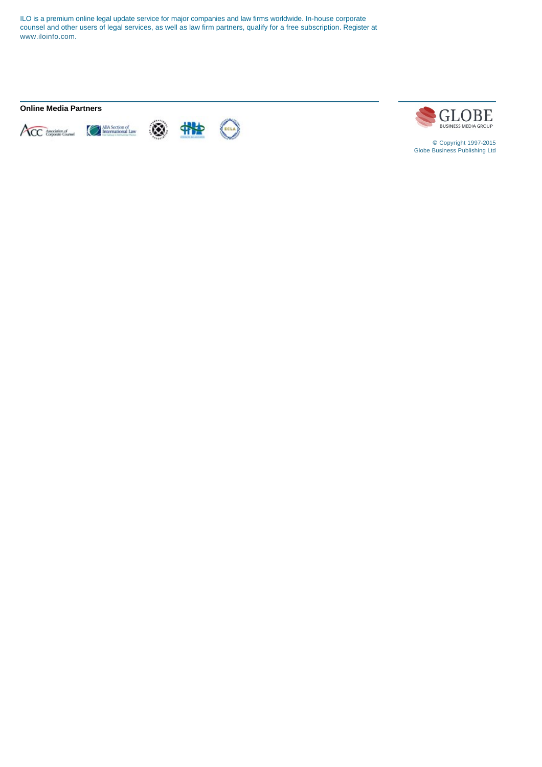ILO is a premium online legal update service for major companies and law firms worldwide. In-house corporate counsel and other users of legal services, as well as law firm partners, qualify for a free subscription. Register at www.iloinfo.com.

**Online Media Partners**

© Copyright 1997-2015
Globe Business Publishing Ltd